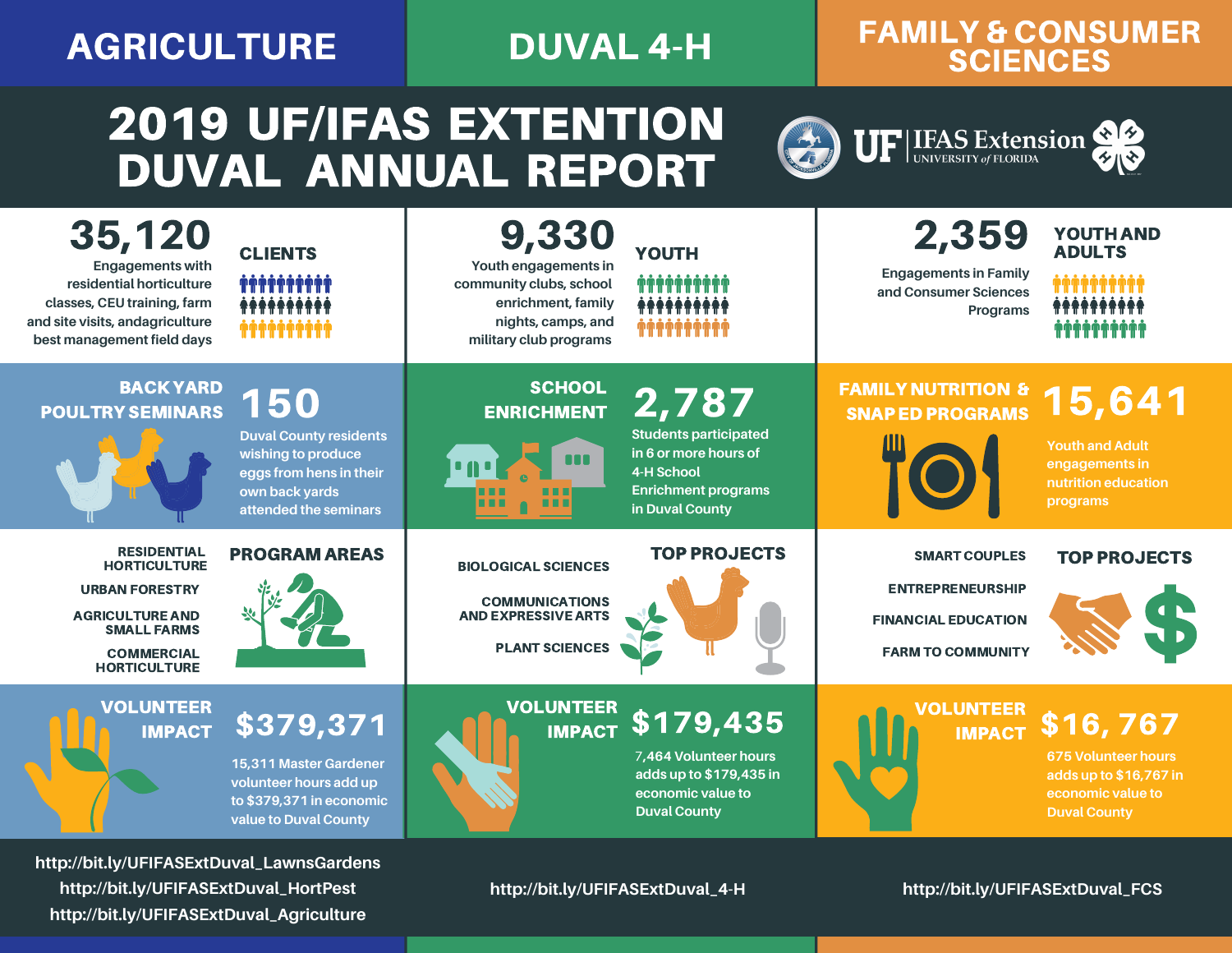# 2019 UF/IFAS EXTENTION DUVAL ANNUAL REPORT

UF | IFAS Extension UNIVERSITY of FLORIDA

## AGRICULTURE

**35,120 CLIENTS**

Engagements with residential horticulture classes, CEU training, farm and site visits, andagriculture best management field days

### BACK YARD POULTRY SEMINARS

**150**

Duval County residents wishing to produce eggs from hens in their own back yards attended the seminars

### PROGRAM AREAS

- RESIDENTIAL HORTICULTURE
- URBAN FORESTRY
- AGRICULTURE AND SMALL FARMS
- COMMERCIAL HORTICULTURE

### VOLUNTEER IMPACT

**$379,371**

15,311 Master Gardener volunteer hours add up to $379,371 in economic value to Duval County

http://bit.ly/UFIFASExtDuval_LawnsGardens
http://bit.ly/UFIFASExtDuval_HortPest
http://bit.ly/UFIFASExtDuval_Agriculture

## DUVAL 4-H

**9,330 YOUTH**

Youth engagements in community clubs, school enrichment, family nights, camps, and military club programs

### SCHOOL ENRICHMENT

**2,787**

Students participated in 6 or more hours of 4-H School Enrichment programs in Duval County

### TOP PROJECTS

- BIOLOGICAL SCIENCES
- COMMUNICATIONS AND EXPRESSIVE ARTS
- PLANT SCIENCES

### VOLUNTEER IMPACT

**$179,435**

7,464 Volunteer hours adds up to $179,435 in economic value to Duval County

http://bit.ly/UFIFASExtDuval_4-H

## FAMILY & CONSUMER SCIENCES

**2,359 YOUTH AND ADULTS**

Engagements in Family and Consumer Sciences Programs

### FAMILY NUTRITION & SNAP ED PROGRAMS

**15,641**

Youth and Adult engagements in nutrition education programs

### TOP PROJECTS

- SMART COUPLES
- ENTREPRENEURSHIP
- FINANCIAL EDUCATION
- FARM TO COMMUNITY

### VOLUNTEER IMPACT

**$16,767**

675 Volunteer hours adds up to $16,767 in economic value to Duval County

http://bit.ly/UFIFASExtDuval_FCS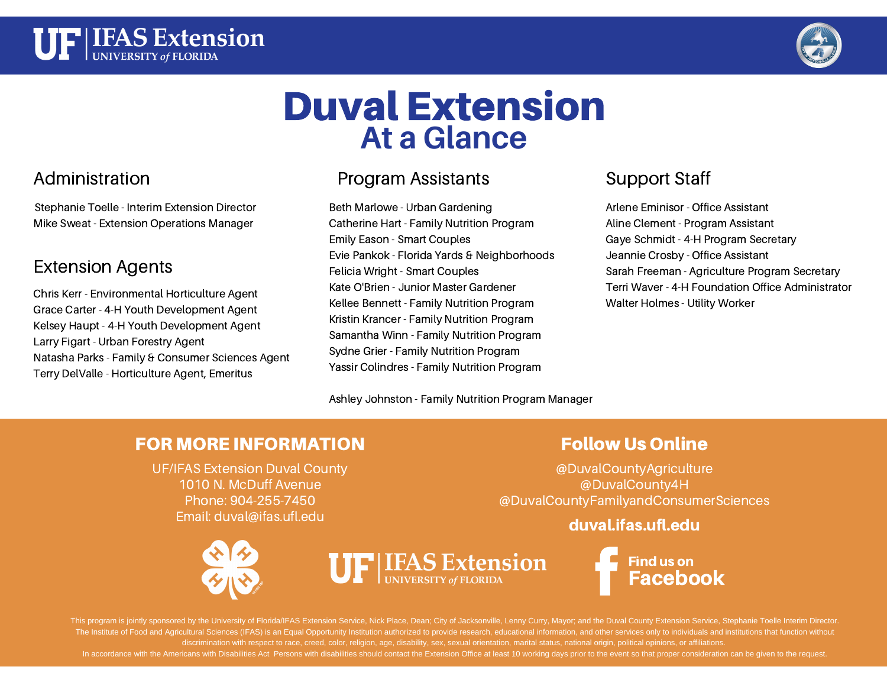# Duval Extension
## At a Glance

### Administration

Stephanie Toelle - Interim Extension Director
Mike Sweat - Extension Operations Manager

### Extension Agents

Chris Kerr - Environmental Horticulture Agent
Grace Carter - 4-H Youth Development Agent
Kelsey Haupt - 4-H Youth Development Agent
Larry Figart - Urban Forestry Agent
Natasha Parks - Family & Consumer Sciences Agent
Terry DelValle - Horticulture Agent, Emeritus

### Program Assistants

Beth Marlowe - Urban Gardening
Catherine Hart - Family Nutrition Program
Emily Eason - Smart Couples
Evie Pankok - Florida Yards & Neighborhoods
Felicia Wright - Smart Couples
Kate O'Brien - Junior Master Gardener
Kellee Bennett - Family Nutrition Program
Kristin Krancer - Family Nutrition Program
Samantha Winn - Family Nutrition Program
Sydne Grier - Family Nutrition Program
Yassir Colindres - Family Nutrition Program

Ashley Johnston - Family Nutrition Program Manager

### Support Staff

Arlene Eminisor - Office Assistant
Aline Clement - Program Assistant
Gaye Schmidt - 4-H Program Secretary
Jeannie Crosby - Office Assistant
Sarah Freeman - Agriculture Program Secretary
Terri Waver - 4-H Foundation Office Administrator
Walter Holmes - Utility Worker

### FOR MORE INFORMATION

UF/IFAS Extension Duval County
1010 N. McDuff Avenue
Phone: 904-255-7450
Email: duval@ifas.ufl.edu

### Follow Us Online

@DuvalCountyAgriculture
@DuvalCounty4H
@DuvalCountyFamilyandConsumerSciences

**duval.ifas.ufl.edu**

Find us on **Facebook**

This program is jointly sponsored by the University of Florida/IFAS Extension Service, Nick Place, Dean; City of Jacksonville, Lenny Curry, Mayor; and the Duval County Extension Service, Stephanie Toelle Interim Director. The Institute of Food and Agricultural Sciences (IFAS) is an Equal Opportunity Institution authorized to provide research, educational information, and other services only to individuals and institutions that function without discrimination with respect to race, creed, color, religion, age, disability, sex, sexual orientation, marital status, national origin, political opinions, or affiliations.
In accordance with the Americans with Disabilities Act Persons with disabilities should contact the Extension Office at least 10 working days prior to the event so that proper consideration can be given to the request.